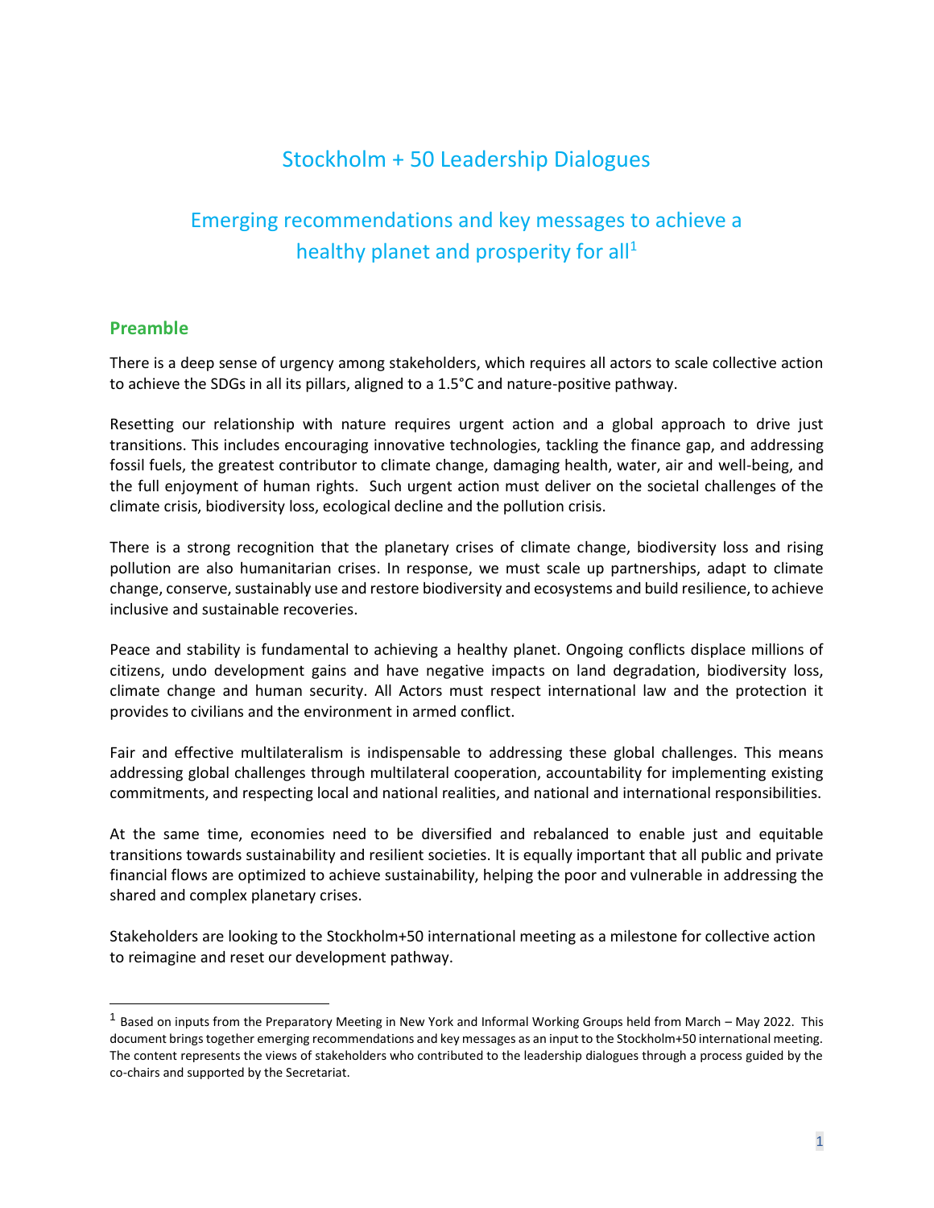# Stockholm + 50 Leadership Dialogues

## Emerging recommendations and key messages to achieve a healthy planet and prosperity for all[1]

### Preamble

There is a deep sense of urgency among stakeholders, which requires all actors to scale collective action to achieve the SDGs in all its pillars, aligned to a 1.5°C and nature-positive pathway.

Resetting our relationship with nature requires urgent action and a global approach to drive just transitions. This includes encouraging innovative technologies, tackling the finance gap, and addressing fossil fuels, the greatest contributor to climate change, damaging health, water, air and well-being, and the full enjoyment of human rights. Such urgent action must deliver on the societal challenges of the climate crisis, biodiversity loss, ecological decline and the pollution crisis.

There is a strong recognition that the planetary crises of climate change, biodiversity loss and rising pollution are also humanitarian crises. In response, we must scale up partnerships, adapt to climate change, conserve, sustainably use and restore biodiversity and ecosystems and build resilience, to achieve inclusive and sustainable recoveries.

Peace and stability is fundamental to achieving a healthy planet. Ongoing conflicts displace millions of citizens, undo development gains and have negative impacts on land degradation, biodiversity loss, climate change and human security. All Actors must respect international law and the protection it provides to civilians and the environment in armed conflict.

Fair and effective multilateralism is indispensable to addressing these global challenges. This means addressing global challenges through multilateral cooperation, accountability for implementing existing commitments, and respecting local and national realities, and national and international responsibilities.

At the same time, economies need to be diversified and rebalanced to enable just and equitable transitions towards sustainability and resilient societies. It is equally important that all public and private financial flows are optimized to achieve sustainability, helping the poor and vulnerable in addressing the shared and complex planetary crises.

Stakeholders are looking to the Stockholm+50 international meeting as a milestone for collective action to reimagine and reset our development pathway.

---

[1] Based on inputs from the Preparatory Meeting in New York and Informal Working Groups held from March – May 2022. This document brings together emerging recommendations and key messages as an input to the Stockholm+50 international meeting. The content represents the views of stakeholders who contributed to the leadership dialogues through a process guided by the co-chairs and supported by the Secretariat.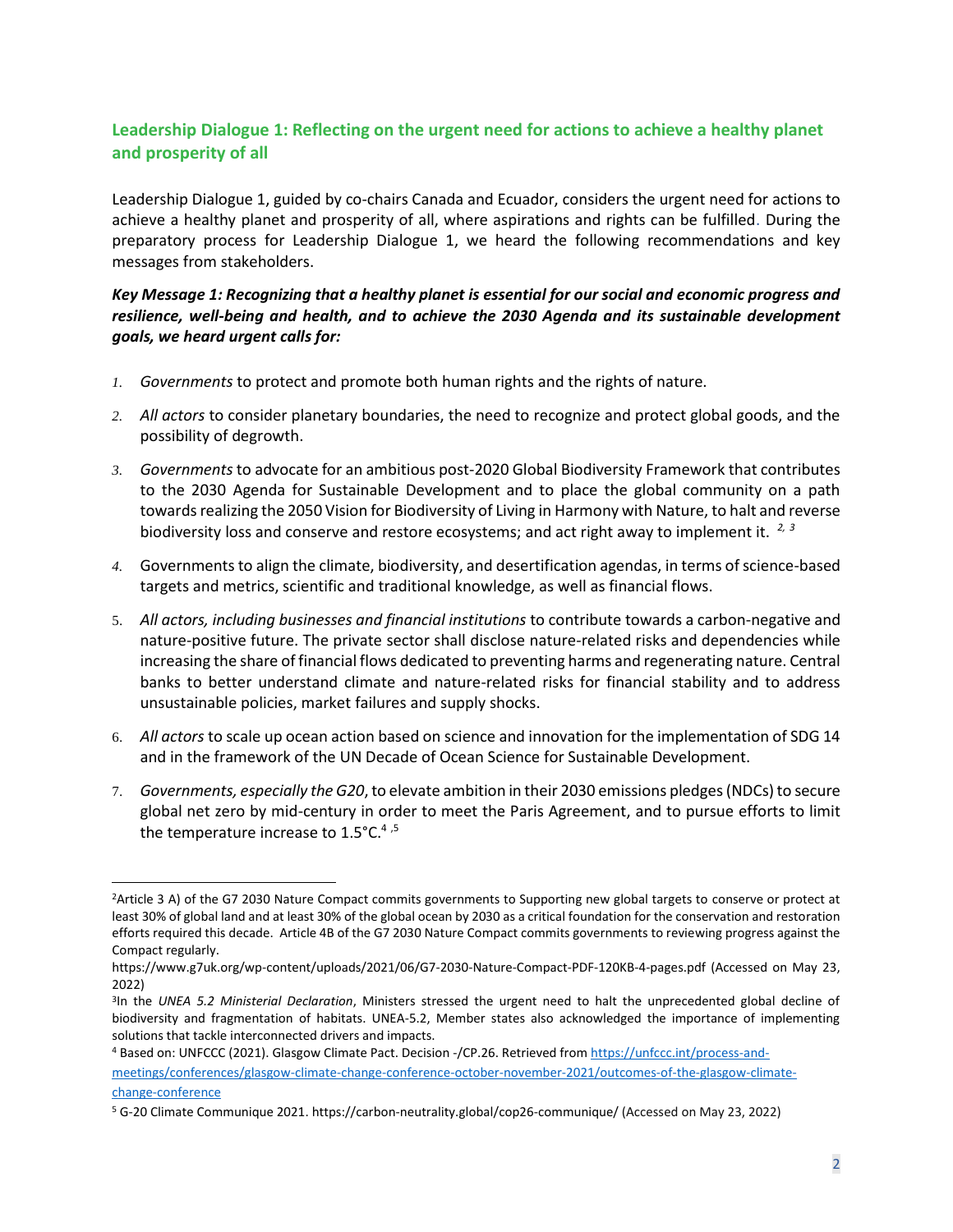## Leadership Dialogue 1: Reflecting on the urgent need for actions to achieve a healthy planet and prosperity of all

Leadership Dialogue 1, guided by co-chairs Canada and Ecuador, considers the urgent need for actions to achieve a healthy planet and prosperity of all, where aspirations and rights can be fulfilled. During the preparatory process for Leadership Dialogue 1, we heard the following recommendations and key messages from stakeholders.

***Key Message 1: Recognizing that a healthy planet is essential for our social and economic progress and resilience, well-being and health, and to achieve the 2030 Agenda and its sustainable development goals, we heard urgent calls for:***

1. *Governments* to protect and promote both human rights and the rights of nature.
2. *All actors* to consider planetary boundaries, the need to recognize and protect global goods, and the possibility of degrowth.
3. *Governments* to advocate for an ambitious post-2020 Global Biodiversity Framework that contributes to the 2030 Agenda for Sustainable Development and to place the global community on a path towards realizing the 2050 Vision for Biodiversity of Living in Harmony with Nature, to halt and reverse biodiversity loss and conserve and restore ecosystems; and act right away to implement it. [2, 3]
4. Governments to align the climate, biodiversity, and desertification agendas, in terms of science-based targets and metrics, scientific and traditional knowledge, as well as financial flows.
5. *All actors, including businesses and financial institutions* to contribute towards a carbon-negative and nature-positive future. The private sector shall disclose nature-related risks and dependencies while increasing the share of financial flows dedicated to preventing harms and regenerating nature. Central banks to better understand climate and nature-related risks for financial stability and to address unsustainable policies, market failures and supply shocks.
6. *All actors* to scale up ocean action based on science and innovation for the implementation of SDG 14 and in the framework of the UN Decade of Ocean Science for Sustainable Development.
7. *Governments, especially the G20*, to elevate ambition in their 2030 emissions pledges (NDCs) to secure global net zero by mid-century in order to meet the Paris Agreement, and to pursue efforts to limit the temperature increase to 1.5°C.[4,5]

---

[2] Article 3 A) of the G7 2030 Nature Compact commits governments to Supporting new global targets to conserve or protect at least 30% of global land and at least 30% of the global ocean by 2030 as a critical foundation for the conservation and restoration efforts required this decade. Article 4B of the G7 2030 Nature Compact commits governments to reviewing progress against the Compact regularly.
https://www.g7uk.org/wp-content/uploads/2021/06/G7-2030-Nature-Compact-PDF-120KB-4-pages.pdf (Accessed on May 23, 2022)

[3] In the *UNEA 5.2 Ministerial Declaration*, Ministers stressed the urgent need to halt the unprecedented global decline of biodiversity and fragmentation of habitats. UNEA-5.2, Member states also acknowledged the importance of implementing solutions that tackle interconnected drivers and impacts.

[4] Based on: UNFCCC (2021). Glasgow Climate Pact. Decision -/CP.26. Retrieved from https://unfccc.int/process-and-meetings/conferences/glasgow-climate-change-conference-october-november-2021/outcomes-of-the-glasgow-climate-change-conference

[5] G-20 Climate Communique 2021. https://carbon-neutrality.global/cop26-communique/ (Accessed on May 23, 2022)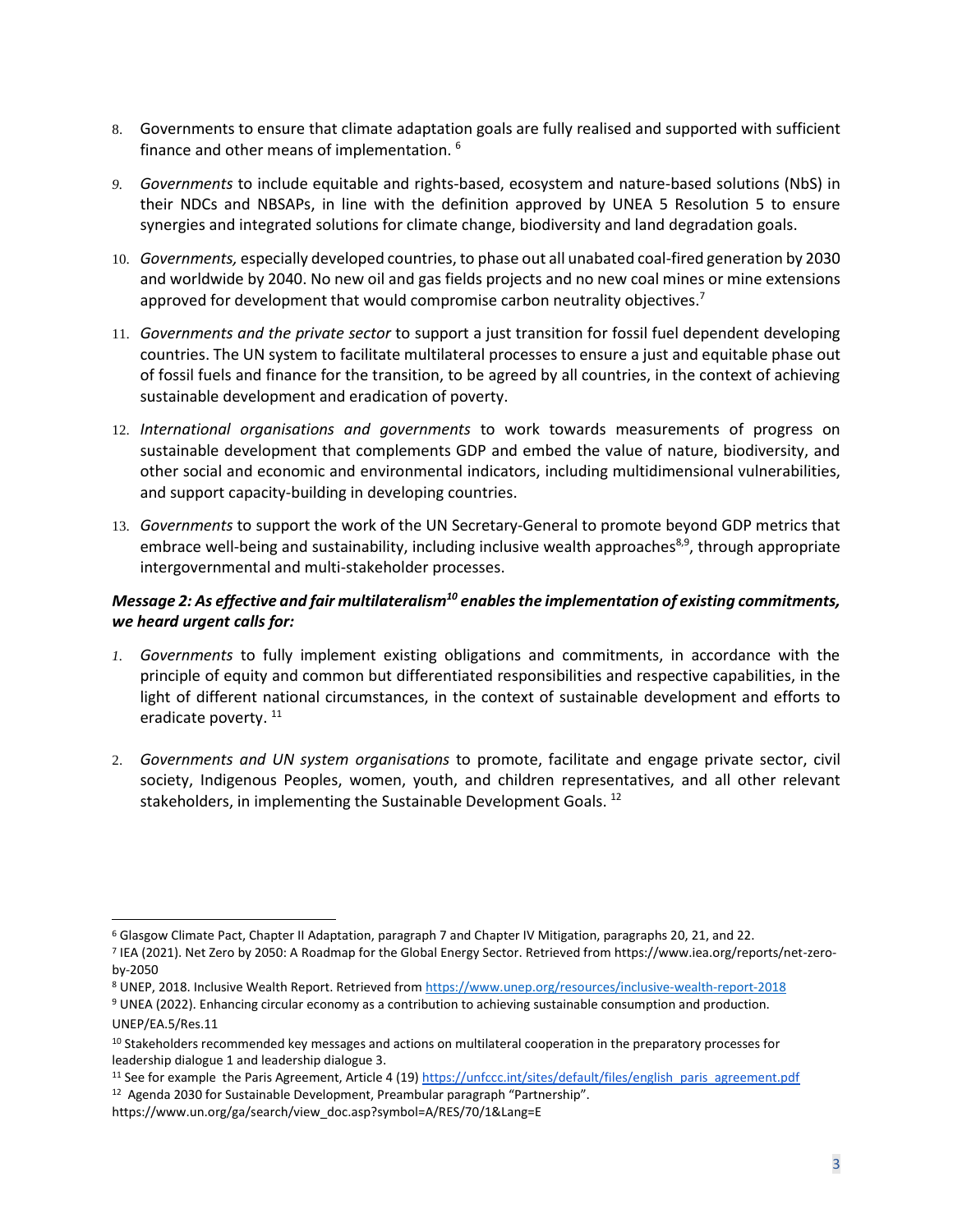8. Governments to ensure that climate adaptation goals are fully realised and supported with sufficient finance and other means of implementation. [6]

9. *Governments* to include equitable and rights-based, ecosystem and nature-based solutions (NbS) in their NDCs and NBSAPs, in line with the definition approved by UNEA 5 Resolution 5 to ensure synergies and integrated solutions for climate change, biodiversity and land degradation goals.

10. *Governments,* especially developed countries, to phase out all unabated coal-fired generation by 2030 and worldwide by 2040. No new oil and gas fields projects and no new coal mines or mine extensions approved for development that would compromise carbon neutrality objectives.[7]

11. *Governments and the private sector* to support a just transition for fossil fuel dependent developing countries. The UN system to facilitate multilateral processes to ensure a just and equitable phase out of fossil fuels and finance for the transition, to be agreed by all countries, in the context of achieving sustainable development and eradication of poverty.

12. *International organisations and governments* to work towards measurements of progress on sustainable development that complements GDP and embed the value of nature, biodiversity, and other social and economic and environmental indicators, including multidimensional vulnerabilities, and support capacity-building in developing countries.

13. *Governments* to support the work of the UN Secretary-General to promote beyond GDP metrics that embrace well-being and sustainability, including inclusive wealth approaches[8,9], through appropriate intergovernmental and multi-stakeholder processes.

***Message 2: As effective and fair multilateralism[10] enables the implementation of existing commitments, we heard urgent calls for:***

1. *Governments* to fully implement existing obligations and commitments, in accordance with the principle of equity and common but differentiated responsibilities and respective capabilities, in the light of different national circumstances, in the context of sustainable development and efforts to eradicate poverty. [11]

2. *Governments and UN system organisations* to promote, facilitate and engage private sector, civil society, Indigenous Peoples, women, youth, and children representatives, and all other relevant stakeholders, in implementing the Sustainable Development Goals. [12]

---

[6] Glasgow Climate Pact, Chapter II Adaptation, paragraph 7 and Chapter IV Mitigation, paragraphs 20, 21, and 22.

[7] IEA (2021). Net Zero by 2050: A Roadmap for the Global Energy Sector. Retrieved from https://www.iea.org/reports/net-zero-by-2050

[8] UNEP, 2018. Inclusive Wealth Report. Retrieved from https://www.unep.org/resources/inclusive-wealth-report-2018

[9] UNEA (2022). Enhancing circular economy as a contribution to achieving sustainable consumption and production. UNEP/EA.5/Res.11

[10] Stakeholders recommended key messages and actions on multilateral cooperation in the preparatory processes for leadership dialogue 1 and leadership dialogue 3.

[11] See for example the Paris Agreement, Article 4 (19) https://unfccc.int/sites/default/files/english_paris_agreement.pdf

[12] Agenda 2030 for Sustainable Development, Preambular paragraph "Partnership". https://www.un.org/ga/search/view_doc.asp?symbol=A/RES/70/1&Lang=E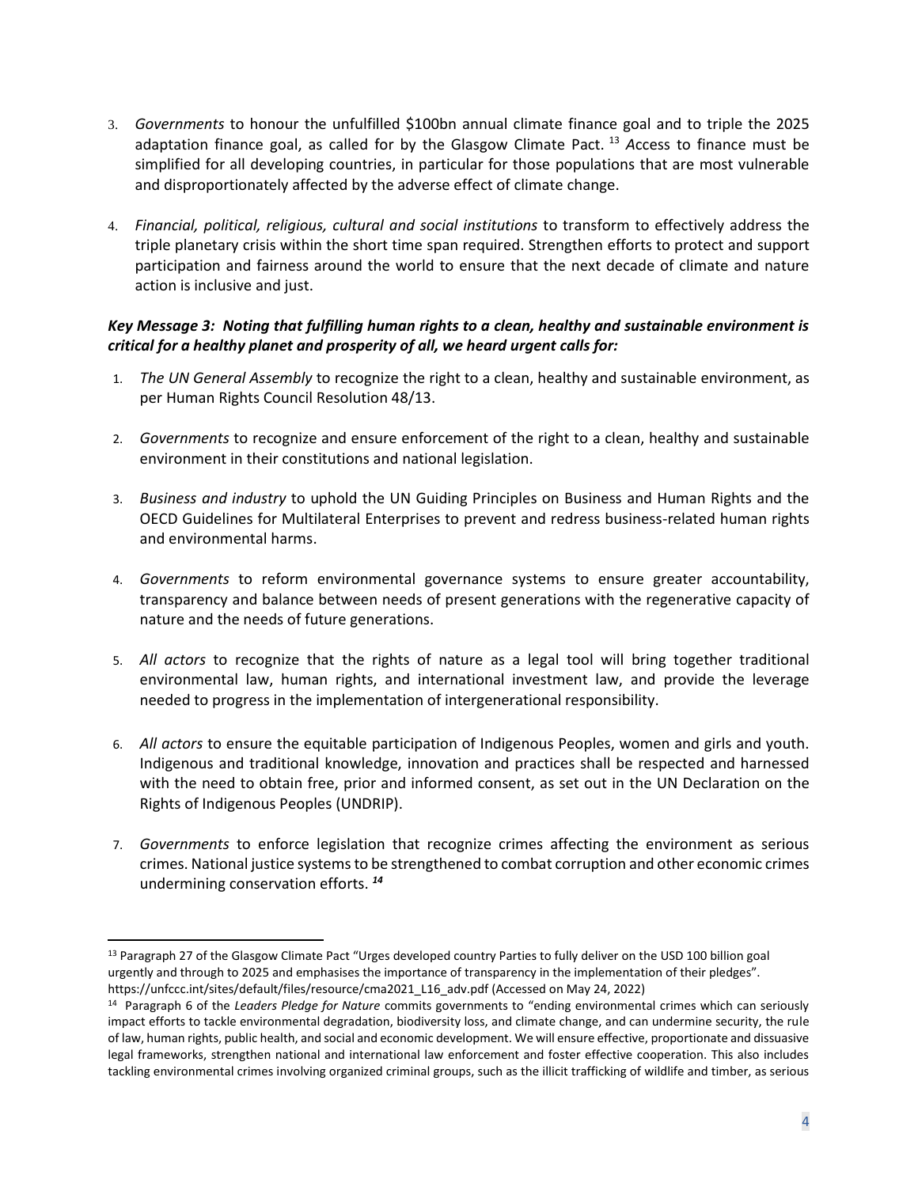3. *Governments* to honour the unfulfilled $100bn annual climate finance goal and to triple the 2025 adaptation finance goal, as called for by the Glasgow Climate Pact. [13] *A*ccess to finance must be simplified for all developing countries, in particular for those populations that are most vulnerable and disproportionately affected by the adverse effect of climate change.

4. *Financial, political, religious, cultural and social institutions* to transform to effectively address the triple planetary crisis within the short time span required. Strengthen efforts to protect and support participation and fairness around the world to ensure that the next decade of climate and nature action is inclusive and just.

***Key Message 3: Noting that fulfilling human rights to a clean, healthy and sustainable environment is critical for a healthy planet and prosperity of all, we heard urgent calls for:***

1. *The UN General Assembly* to recognize the right to a clean, healthy and sustainable environment, as per Human Rights Council Resolution 48/13.

2. *Governments* to recognize and ensure enforcement of the right to a clean, healthy and sustainable environment in their constitutions and national legislation.

3. *Business and industry* to uphold the UN Guiding Principles on Business and Human Rights and the OECD Guidelines for Multilateral Enterprises to prevent and redress business-related human rights and environmental harms.

4. *Governments* to reform environmental governance systems to ensure greater accountability, transparency and balance between needs of present generations with the regenerative capacity of nature and the needs of future generations.

5. *All actors* to recognize that the rights of nature as a legal tool will bring together traditional environmental law, human rights, and international investment law, and provide the leverage needed to progress in the implementation of intergenerational responsibility.

6. *All actors* to ensure the equitable participation of Indigenous Peoples, women and girls and youth. Indigenous and traditional knowledge, innovation and practices shall be respected and harnessed with the need to obtain free, prior and informed consent, as set out in the UN Declaration on the Rights of Indigenous Peoples (UNDRIP).

7. *Governments* to enforce legislation that recognize crimes affecting the environment as serious crimes. National justice systems to be strengthened to combat corruption and other economic crimes undermining conservation efforts. [14]

---

[13] Paragraph 27 of the Glasgow Climate Pact "Urges developed country Parties to fully deliver on the USD 100 billion goal urgently and through to 2025 and emphasises the importance of transparency in the implementation of their pledges". https://unfccc.int/sites/default/files/resource/cma2021_L16_adv.pdf (Accessed on May 24, 2022)

[14] Paragraph 6 of the *Leaders Pledge for Nature* commits governments to "ending environmental crimes which can seriously impact efforts to tackle environmental degradation, biodiversity loss, and climate change, and can undermine security, the rule of law, human rights, public health, and social and economic development. We will ensure effective, proportionate and dissuasive legal frameworks, strengthen national and international law enforcement and foster effective cooperation. This also includes tackling environmental crimes involving organized criminal groups, such as the illicit trafficking of wildlife and timber, as serious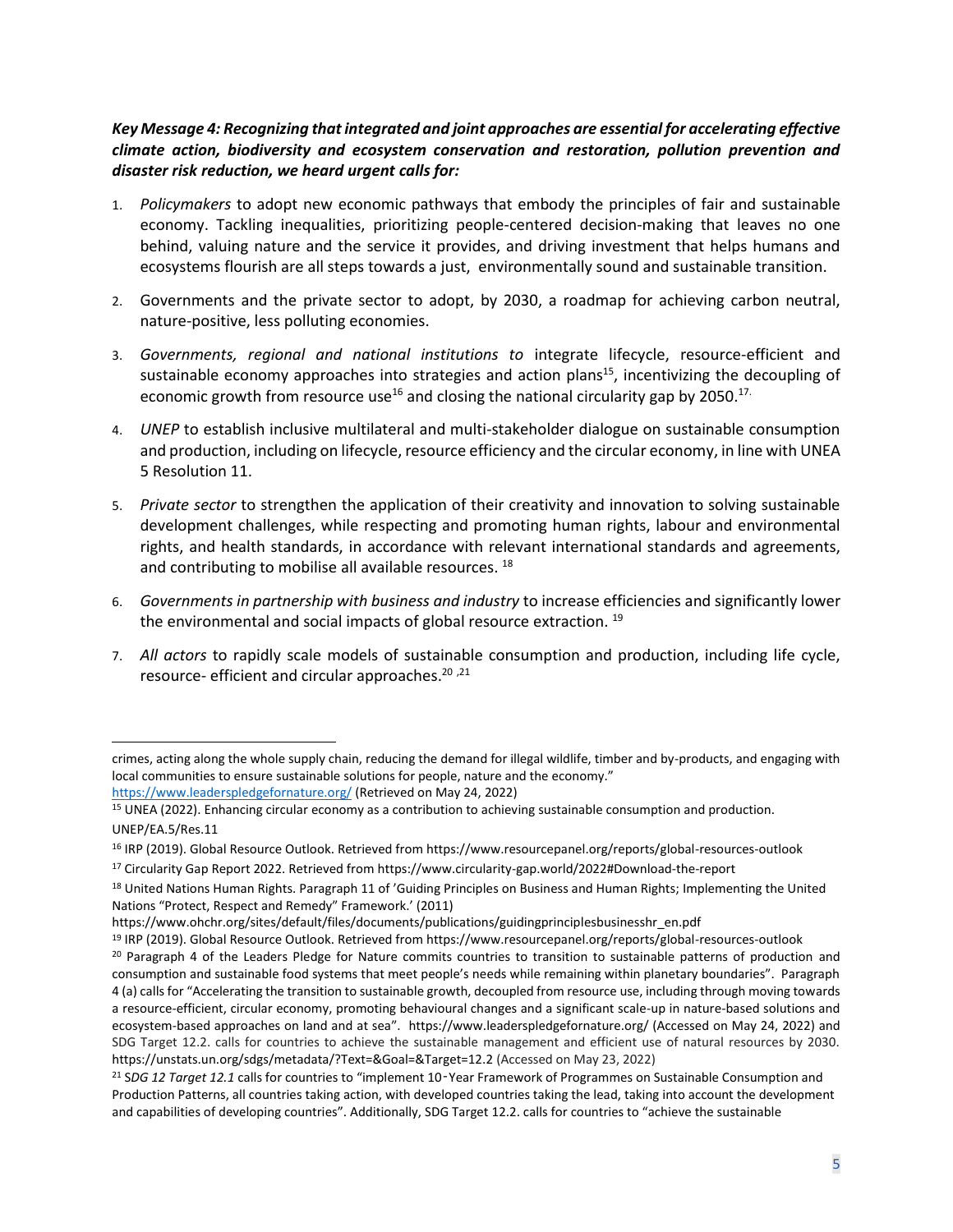***Key Message 4: Recognizing that integrated and joint approaches are essential for accelerating effective climate action, biodiversity and ecosystem conservation and restoration, pollution prevention and disaster risk reduction, we heard urgent calls for:***

1. *Policymakers* to adopt new economic pathways that embody the principles of fair and sustainable economy. Tackling inequalities, prioritizing people-centered decision-making that leaves no one behind, valuing nature and the service it provides, and driving investment that helps humans and ecosystems flourish are all steps towards a just, environmentally sound and sustainable transition.
2. Governments and the private sector to adopt, by 2030, a roadmap for achieving carbon neutral, nature-positive, less polluting economies.
3. *Governments, regional and national institutions to* integrate lifecycle, resource-efficient and sustainable economy approaches into strategies and action plans[15], incentivizing the decoupling of economic growth from resource use[16] and closing the national circularity gap by 2050.[17]
4. *UNEP* to establish inclusive multilateral and multi-stakeholder dialogue on sustainable consumption and production, including on lifecycle, resource efficiency and the circular economy, in line with UNEA 5 Resolution 11.
5. *Private sector* to strengthen the application of their creativity and innovation to solving sustainable development challenges, while respecting and promoting human rights, labour and environmental rights, and health standards, in accordance with relevant international standards and agreements, and contributing to mobilise all available resources. [18]
6. *Governments in partnership with business and industry* to increase efficiencies and significantly lower the environmental and social impacts of global resource extraction. [19]
7. *All actors* to rapidly scale models of sustainable consumption and production, including life cycle, resource- efficient and circular approaches.[20,21]

---

crimes, acting along the whole supply chain, reducing the demand for illegal wildlife, timber and by-products, and engaging with local communities to ensure sustainable solutions for people, nature and the economy."
https://www.leaderspledgefornature.org/ (Retrieved on May 24, 2022)

[15] UNEA (2022). Enhancing circular economy as a contribution to achieving sustainable consumption and production. UNEP/EA.5/Res.11

[16] IRP (2019). Global Resource Outlook. Retrieved from https://www.resourcepanel.org/reports/global-resources-outlook

[17] Circularity Gap Report 2022. Retrieved from https://www.circularity-gap.world/2022#Download-the-report

[18] United Nations Human Rights. Paragraph 11 of 'Guiding Principles on Business and Human Rights; Implementing the United Nations "Protect, Respect and Remedy" Framework.' (2011)
https://www.ohchr.org/sites/default/files/documents/publications/guidingprinciplesbusinesshr_en.pdf

[19] IRP (2019). Global Resource Outlook. Retrieved from https://www.resourcepanel.org/reports/global-resources-outlook

[20] Paragraph 4 of the Leaders Pledge for Nature commits countries to transition to sustainable patterns of production and consumption and sustainable food systems that meet people's needs while remaining within planetary boundaries". Paragraph 4 (a) calls for "Accelerating the transition to sustainable growth, decoupled from resource use, including through moving towards a resource-efficient, circular economy, promoting behavioural changes and a significant scale-up in nature-based solutions and ecosystem-based approaches on land and at sea". https://www.leaderspledgefornature.org/ (Accessed on May 24, 2022) and SDG Target 12.2. calls for countries to achieve the sustainable management and efficient use of natural resources by 2030. https://unstats.un.org/sdgs/metadata/?Text=&Goal=&Target=12.2 (Accessed on May 23, 2022)

[21] S*DG 12 Target 12.1* calls for countries to "implement 10-Year Framework of Programmes on Sustainable Consumption and Production Patterns, all countries taking action, with developed countries taking the lead, taking into account the development and capabilities of developing countries". Additionally, SDG Target 12.2. calls for countries to "achieve the sustainable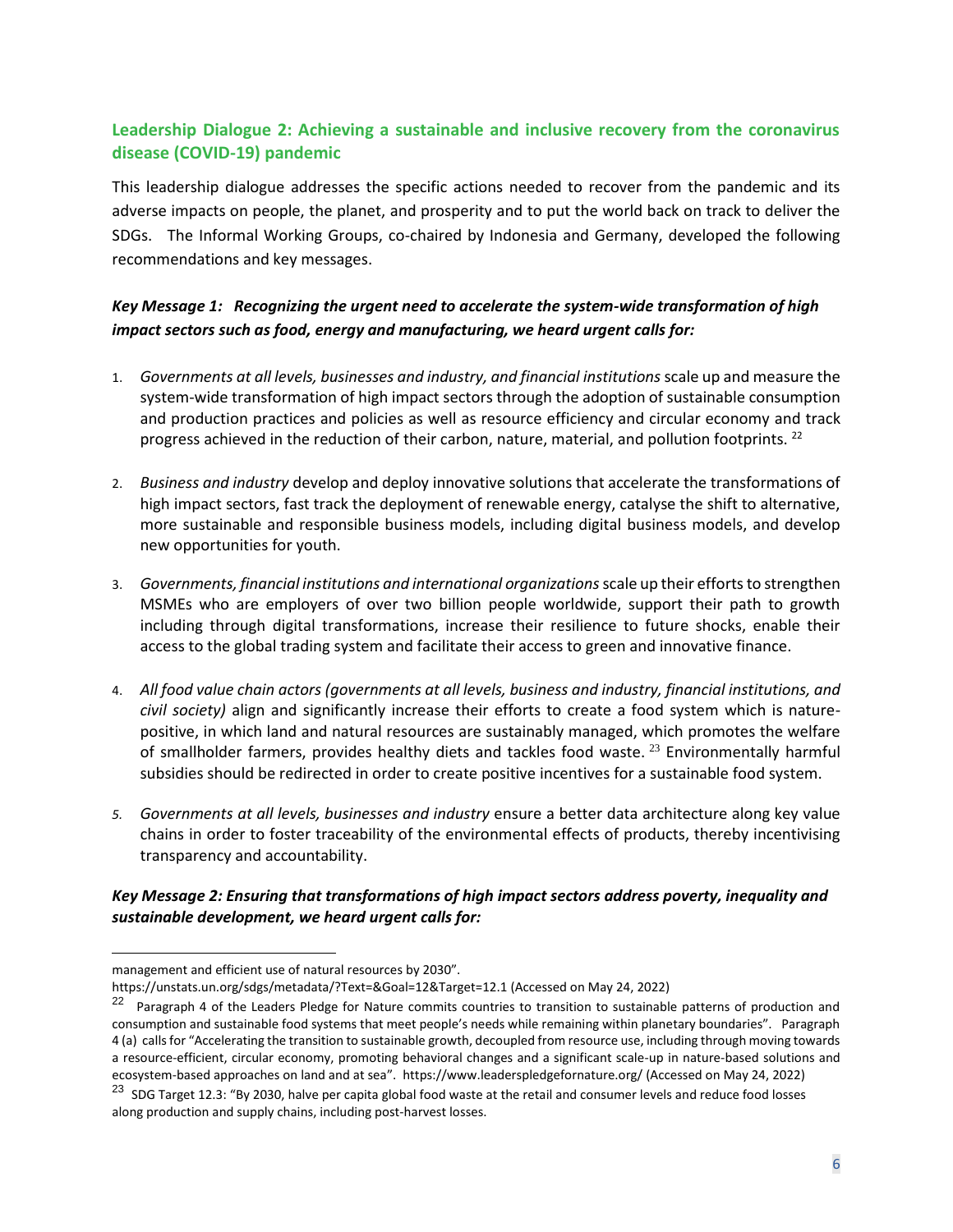## Leadership Dialogue 2: Achieving a sustainable and inclusive recovery from the coronavirus disease (COVID-19) pandemic

This leadership dialogue addresses the specific actions needed to recover from the pandemic and its adverse impacts on people, the planet, and prosperity and to put the world back on track to deliver the SDGs. The Informal Working Groups, co-chaired by Indonesia and Germany, developed the following recommendations and key messages.

### *Key Message 1: Recognizing the urgent need to accelerate the system-wide transformation of high impact sectors such as food, energy and manufacturing, we heard urgent calls for:*

1. *Governments at all levels, businesses and industry, and financial institutions* scale up and measure the system-wide transformation of high impact sectors through the adoption of sustainable consumption and production practices and policies as well as resource efficiency and circular economy and track progress achieved in the reduction of their carbon, nature, material, and pollution footprints. [22]

2. *Business and industry* develop and deploy innovative solutions that accelerate the transformations of high impact sectors, fast track the deployment of renewable energy, catalyse the shift to alternative, more sustainable and responsible business models, including digital business models, and develop new opportunities for youth.

3. *Governments, financial institutions and international organizations* scale up their efforts to strengthen MSMEs who are employers of over two billion people worldwide, support their path to growth including through digital transformations, increase their resilience to future shocks, enable their access to the global trading system and facilitate their access to green and innovative finance.

4. *All food value chain actors (governments at all levels, business and industry, financial institutions, and civil society)* align and significantly increase their efforts to create a food system which is nature-positive, in which land and natural resources are sustainably managed, which promotes the welfare of smallholder farmers, provides healthy diets and tackles food waste. [23] Environmentally harmful subsidies should be redirected in order to create positive incentives for a sustainable food system.

5. *Governments at all levels, businesses and industry* ensure a better data architecture along key value chains in order to foster traceability of the environmental effects of products, thereby incentivising transparency and accountability.

### *Key Message 2: Ensuring that transformations of high impact sectors address poverty, inequality and sustainable development, we heard urgent calls for:*

---

management and efficient use of natural resources by 2030".
https://unstats.un.org/sdgs/metadata/?Text=&Goal=12&Target=12.1 (Accessed on May 24, 2022)

[22] Paragraph 4 of the Leaders Pledge for Nature commits countries to transition to sustainable patterns of production and consumption and sustainable food systems that meet people's needs while remaining within planetary boundaries". Paragraph 4 (a) calls for "Accelerating the transition to sustainable growth, decoupled from resource use, including through moving towards a resource-efficient, circular economy, promoting behavioral changes and a significant scale-up in nature-based solutions and ecosystem-based approaches on land and at sea". https://www.leaderspledgefornature.org/ (Accessed on May 24, 2022)

[23] SDG Target 12.3: "By 2030, halve per capita global food waste at the retail and consumer levels and reduce food losses along production and supply chains, including post-harvest losses.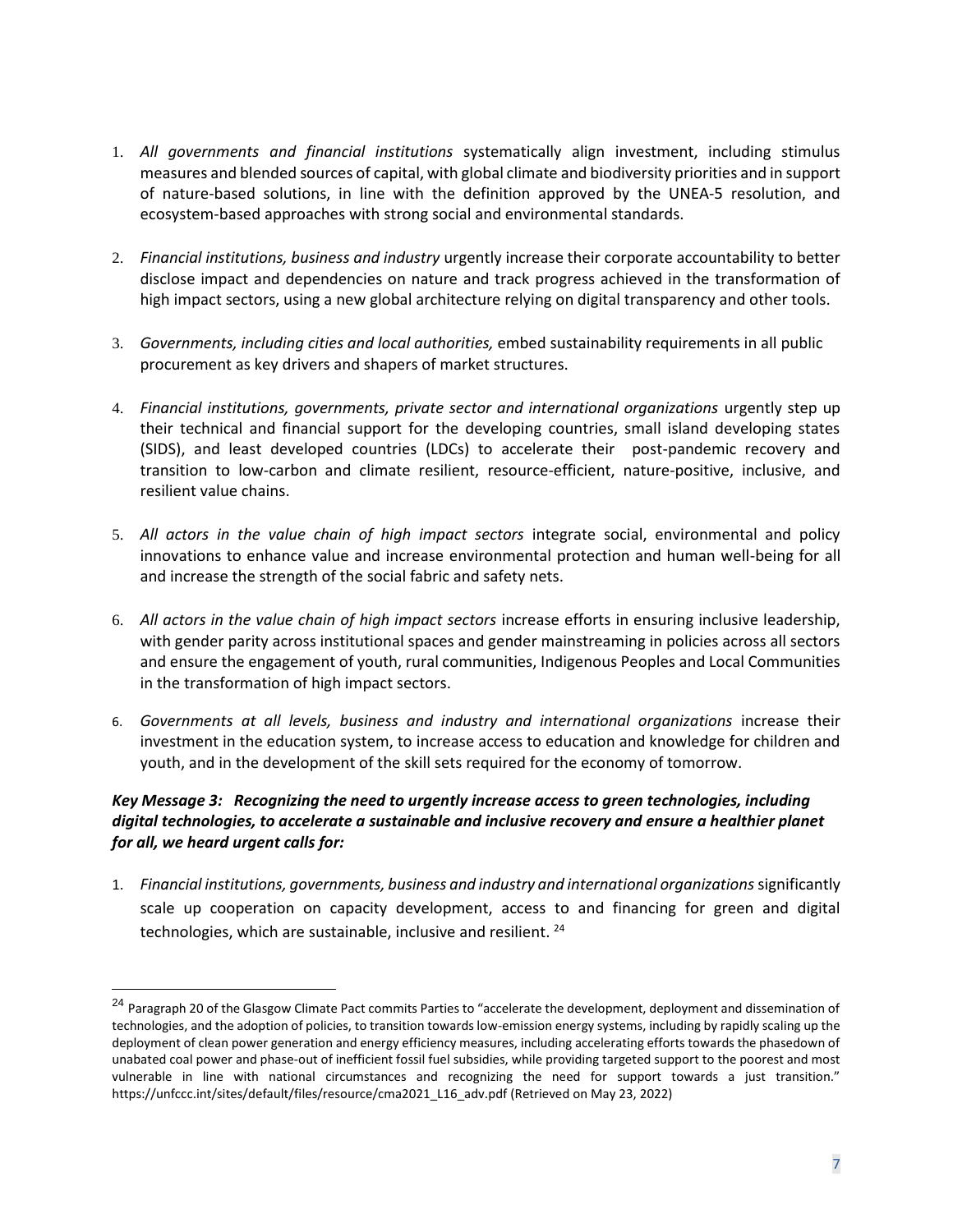1. *All governments and financial institutions* systematically align investment, including stimulus measures and blended sources of capital, with global climate and biodiversity priorities and in support of nature-based solutions, in line with the definition approved by the UNEA-5 resolution, and ecosystem-based approaches with strong social and environmental standards.

2. *Financial institutions, business and industry* urgently increase their corporate accountability to better disclose impact and dependencies on nature and track progress achieved in the transformation of high impact sectors, using a new global architecture relying on digital transparency and other tools.

3. *Governments, including cities and local authorities,* embed sustainability requirements in all public procurement as key drivers and shapers of market structures.

4. *Financial institutions, governments, private sector and international organizations* urgently step up their technical and financial support for the developing countries, small island developing states (SIDS), and least developed countries (LDCs) to accelerate their post-pandemic recovery and transition to low-carbon and climate resilient, resource-efficient, nature-positive, inclusive, and resilient value chains.

5. *All actors in the value chain of high impact sectors* integrate social, environmental and policy innovations to enhance value and increase environmental protection and human well-being for all and increase the strength of the social fabric and safety nets.

6. *All actors in the value chain of high impact sectors* increase efforts in ensuring inclusive leadership, with gender parity across institutional spaces and gender mainstreaming in policies across all sectors and ensure the engagement of youth, rural communities, Indigenous Peoples and Local Communities in the transformation of high impact sectors.

6. *Governments at all levels, business and industry and international organizations* increase their investment in the education system, to increase access to education and knowledge for children and youth, and in the development of the skill sets required for the economy of tomorrow.

***Key Message 3: Recognizing the need to urgently increase access to green technologies, including digital technologies, to accelerate a sustainable and inclusive recovery and ensure a healthier planet for all, we heard urgent calls for:***

1. *Financial institutions, governments, business and industry and international organizations* significantly scale up cooperation on capacity development, access to and financing for green and digital technologies, which are sustainable, inclusive and resilient. [24]

---

[24] Paragraph 20 of the Glasgow Climate Pact commits Parties to "accelerate the development, deployment and dissemination of technologies, and the adoption of policies, to transition towards low-emission energy systems, including by rapidly scaling up the deployment of clean power generation and energy efficiency measures, including accelerating efforts towards the phasedown of unabated coal power and phase-out of inefficient fossil fuel subsidies, while providing targeted support to the poorest and most vulnerable in line with national circumstances and recognizing the need for support towards a just transition." https://unfccc.int/sites/default/files/resource/cma2021_L16_adv.pdf (Retrieved on May 23, 2022)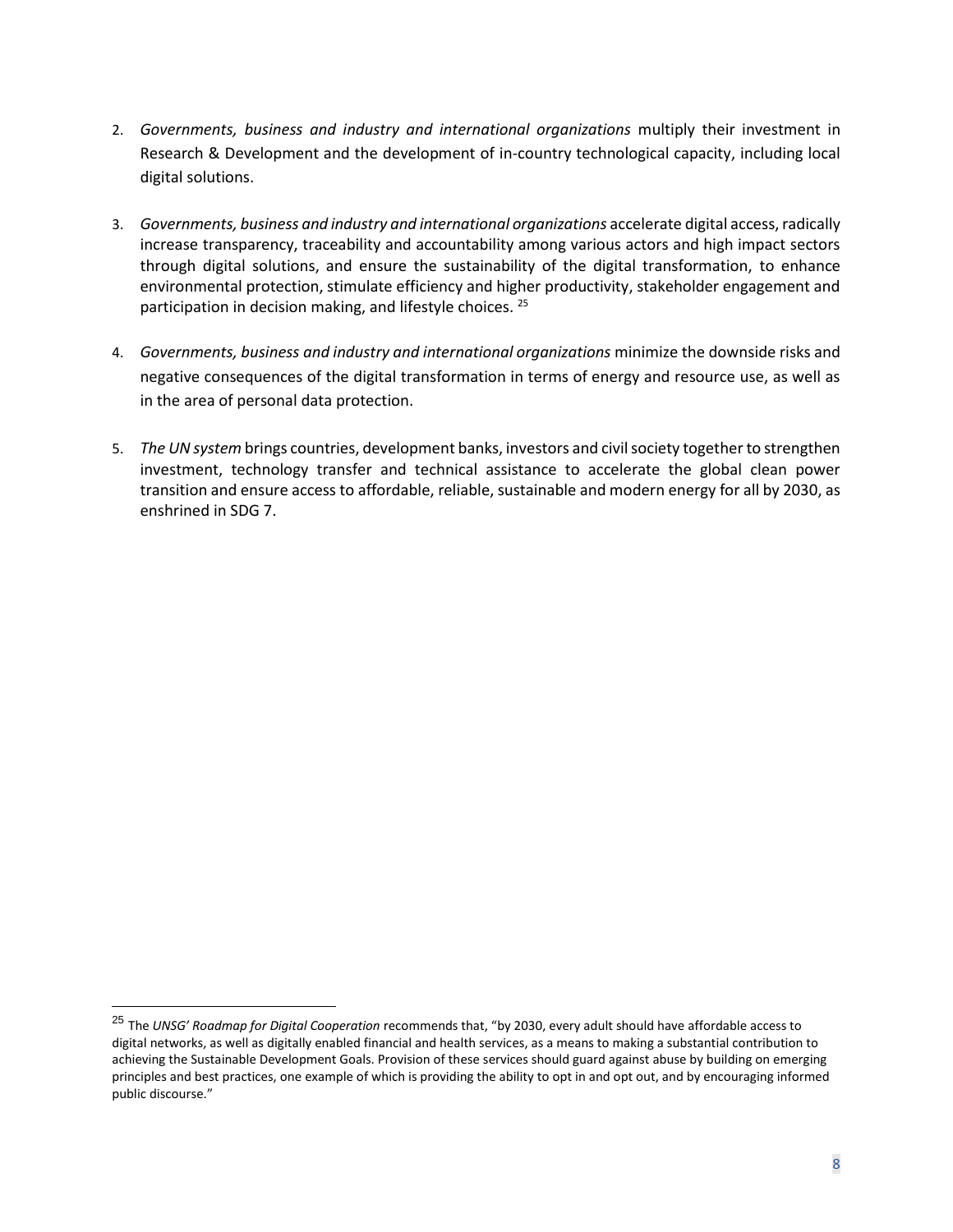2. *Governments, business and industry and international organizations* multiply their investment in Research & Development and the development of in-country technological capacity, including local digital solutions.

3. *Governments, business and industry and international organizations* accelerate digital access, radically increase transparency, traceability and accountability among various actors and high impact sectors through digital solutions, and ensure the sustainability of the digital transformation, to enhance environmental protection, stimulate efficiency and higher productivity, stakeholder engagement and participation in decision making, and lifestyle choices. [25]

4. *Governments, business and industry and international organizations* minimize the downside risks and negative consequences of the digital transformation in terms of energy and resource use, as well as in the area of personal data protection.

5. *The UN system* brings countries, development banks, investors and civil society together to strengthen investment, technology transfer and technical assistance to accelerate the global clean power transition and ensure access to affordable, reliable, sustainable and modern energy for all by 2030, as enshrined in SDG 7.

---

[25] The *UNSG' Roadmap for Digital Cooperation* recommends that, "by 2030, every adult should have affordable access to digital networks, as well as digitally enabled financial and health services, as a means to making a substantial contribution to achieving the Sustainable Development Goals. Provision of these services should guard against abuse by building on emerging principles and best practices, one example of which is providing the ability to opt in and opt out, and by encouraging informed public discourse."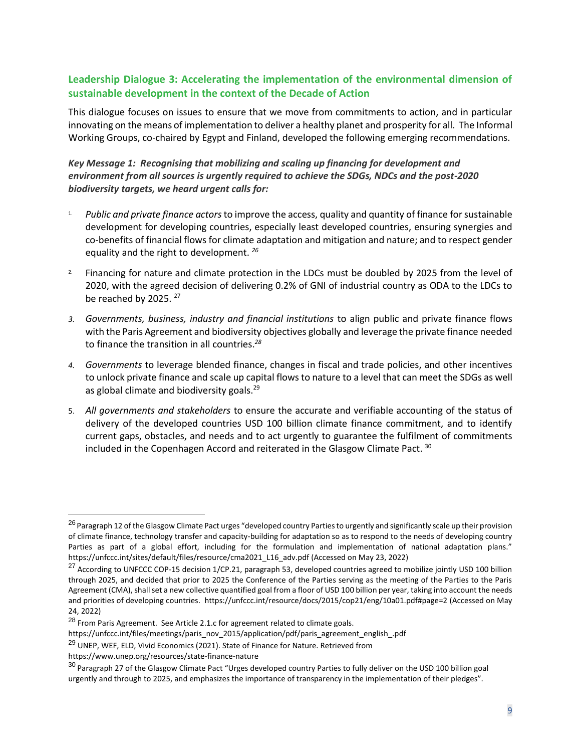### Leadership Dialogue 3: Accelerating the implementation of the environmental dimension of sustainable development in the context of the Decade of Action

This dialogue focuses on issues to ensure that we move from commitments to action, and in particular innovating on the means of implementation to deliver a healthy planet and prosperity for all. The Informal Working Groups, co-chaired by Egypt and Finland, developed the following emerging recommendations.

***Key Message 1: Recognising that mobilizing and scaling up financing for development and environment from all sources is urgently required to achieve the SDGs, NDCs and the post-2020 biodiversity targets, we heard urgent calls for:***

1. *Public and private finance actors* to improve the access, quality and quantity of finance for sustainable development for developing countries, especially least developed countries, ensuring synergies and co-benefits of financial flows for climate adaptation and mitigation and nature; and to respect gender equality and the right to development. [26]

2. Financing for nature and climate protection in the LDCs must be doubled by 2025 from the level of 2020, with the agreed decision of delivering 0.2% of GNI of industrial country as ODA to the LDCs to be reached by 2025. [27]

3. *Governments, business, industry and financial institutions* to align public and private finance flows with the Paris Agreement and biodiversity objectives globally and leverage the private finance needed to finance the transition in all countries.[28]

4. *Governments* to leverage blended finance, changes in fiscal and trade policies, and other incentives to unlock private finance and scale up capital flows to nature to a level that can meet the SDGs as well as global climate and biodiversity goals.[29]

5. *All governments and stakeholders* to ensure the accurate and verifiable accounting of the status of delivery of the developed countries USD 100 billion climate finance commitment, and to identify current gaps, obstacles, and needs and to act urgently to guarantee the fulfilment of commitments included in the Copenhagen Accord and reiterated in the Glasgow Climate Pact. [30]

---

[26] Paragraph 12 of the Glasgow Climate Pact urges "developed country Parties to urgently and significantly scale up their provision of climate finance, technology transfer and capacity-building for adaptation so as to respond to the needs of developing country Parties as part of a global effort, including for the formulation and implementation of national adaptation plans." https://unfccc.int/sites/default/files/resource/cma2021_L16_adv.pdf (Accessed on May 23, 2022)

[27] According to UNFCCC COP-15 decision 1/CP.21, paragraph 53, developed countries agreed to mobilize jointly USD 100 billion through 2025, and decided that prior to 2025 the Conference of the Parties serving as the meeting of the Parties to the Paris Agreement (CMA), shall set a new collective quantified goal from a floor of USD 100 billion per year, taking into account the needs and priorities of developing countries. https://unfccc.int/resource/docs/2015/cop21/eng/10a01.pdf#page=2 (Accessed on May 24, 2022)

[28] From Paris Agreement. See Article 2.1.c for agreement related to climate goals. https://unfccc.int/files/meetings/paris_nov_2015/application/pdf/paris_agreement_english_.pdf

[29] UNEP, WEF, ELD, Vivid Economics (2021). State of Finance for Nature. Retrieved from https://www.unep.org/resources/state-finance-nature

[30] Paragraph 27 of the Glasgow Climate Pact "Urges developed country Parties to fully deliver on the USD 100 billion goal urgently and through to 2025, and emphasizes the importance of transparency in the implementation of their pledges".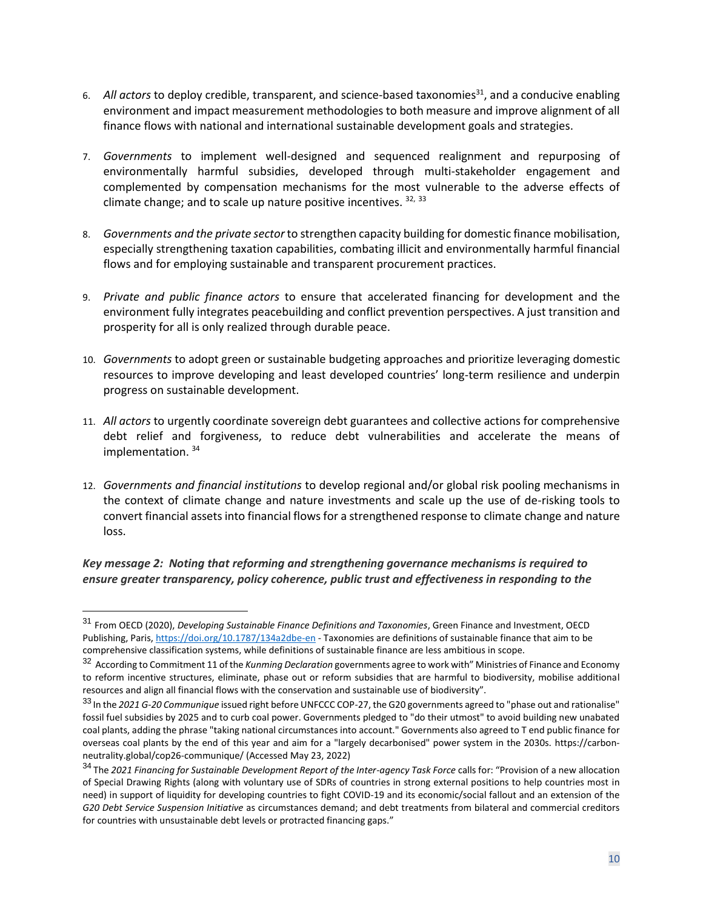6. *All actors* to deploy credible, transparent, and science-based taxonomies[31], and a conducive enabling environment and impact measurement methodologies to both measure and improve alignment of all finance flows with national and international sustainable development goals and strategies.

7. *Governments* to implement well-designed and sequenced realignment and repurposing of environmentally harmful subsidies, developed through multi-stakeholder engagement and complemented by compensation mechanisms for the most vulnerable to the adverse effects of climate change; and to scale up nature positive incentives. [32, 33]

8. *Governments and the private sector* to strengthen capacity building for domestic finance mobilisation, especially strengthening taxation capabilities, combating illicit and environmentally harmful financial flows and for employing sustainable and transparent procurement practices.

9. *Private and public finance actors* to ensure that accelerated financing for development and the environment fully integrates peacebuilding and conflict prevention perspectives. A just transition and prosperity for all is only realized through durable peace.

10. *Governments* to adopt green or sustainable budgeting approaches and prioritize leveraging domestic resources to improve developing and least developed countries' long-term resilience and underpin progress on sustainable development.

11. *All actors* to urgently coordinate sovereign debt guarantees and collective actions for comprehensive debt relief and forgiveness, to reduce debt vulnerabilities and accelerate the means of implementation. [34]

12. *Governments and financial institutions* to develop regional and/or global risk pooling mechanisms in the context of climate change and nature investments and scale up the use of de-risking tools to convert financial assets into financial flows for a strengthened response to climate change and nature loss.

***Key message 2: Noting that reforming and strengthening governance mechanisms is required to ensure greater transparency, policy coherence, public trust and effectiveness in responding to the***

---

[31] From OECD (2020), *Developing Sustainable Finance Definitions and Taxonomies*, Green Finance and Investment, OECD Publishing, Paris, https://doi.org/10.1787/134a2dbe-en - Taxonomies are definitions of sustainable finance that aim to be comprehensive classification systems, while definitions of sustainable finance are less ambitious in scope.

[32] According to Commitment 11 of the *Kunming Declaration* governments agree to work with" Ministries of Finance and Economy to reform incentive structures, eliminate, phase out or reform subsidies that are harmful to biodiversity, mobilise additional resources and align all financial flows with the conservation and sustainable use of biodiversity".

[33] In the *2021 G-20 Communique* issued right before UNFCCC COP-27, the G20 governments agreed to "phase out and rationalise" fossil fuel subsidies by 2025 and to curb coal power. Governments pledged to "do their utmost" to avoid building new unabated coal plants, adding the phrase "taking national circumstances into account." Governments also agreed to T end public finance for overseas coal plants by the end of this year and aim for a "largely decarbonised" power system in the 2030s. https://carbon-neutrality.global/cop26-communique/ (Accessed May 23, 2022)

[34] The *2021 Financing for Sustainable Development Report of the Inter-agency Task Force* calls for: "Provision of a new allocation of Special Drawing Rights (along with voluntary use of SDRs of countries in strong external positions to help countries most in need) in support of liquidity for developing countries to fight COVID-19 and its economic/social fallout and an extension of the *G20 Debt Service Suspension Initiative* as circumstances demand; and debt treatments from bilateral and commercial creditors for countries with unsustainable debt levels or protracted financing gaps."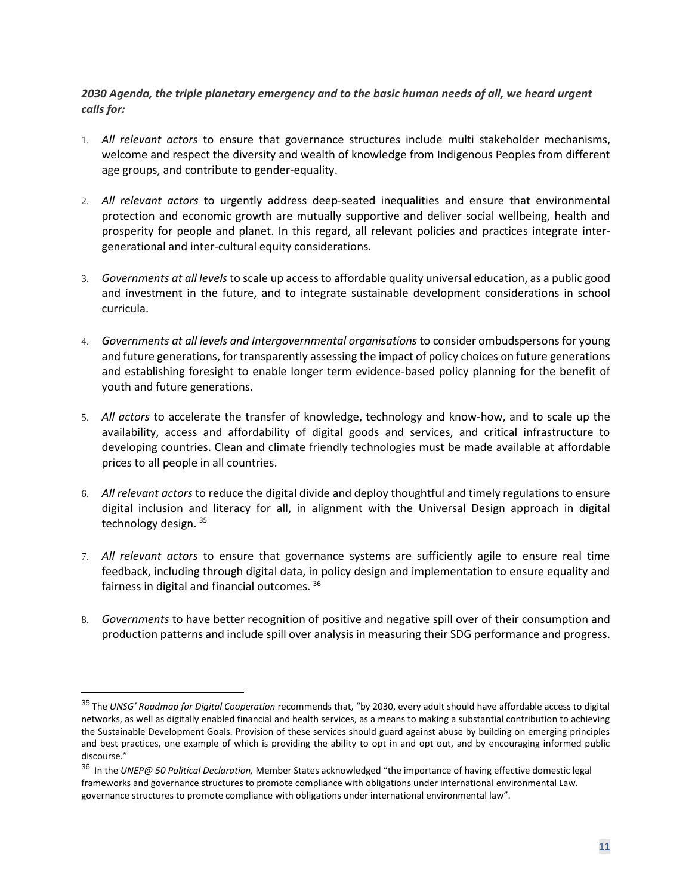***2030 Agenda, the triple planetary emergency and to the basic human needs of all, we heard urgent calls for:***

1. *All relevant actors* to ensure that governance structures include multi stakeholder mechanisms, welcome and respect the diversity and wealth of knowledge from Indigenous Peoples from different age groups, and contribute to gender-equality.

2. *All relevant actors* to urgently address deep-seated inequalities and ensure that environmental protection and economic growth are mutually supportive and deliver social wellbeing, health and prosperity for people and planet. In this regard, all relevant policies and practices integrate inter-generational and inter-cultural equity considerations.

3. *Governments at all levels* to scale up access to affordable quality universal education, as a public good and investment in the future, and to integrate sustainable development considerations in school curricula.

4. *Governments at all levels and Intergovernmental organisations* to consider ombudspersons for young and future generations, for transparently assessing the impact of policy choices on future generations and establishing foresight to enable longer term evidence-based policy planning for the benefit of youth and future generations.

5. *All actors* to accelerate the transfer of knowledge, technology and know-how, and to scale up the availability, access and affordability of digital goods and services, and critical infrastructure to developing countries. Clean and climate friendly technologies must be made available at affordable prices to all people in all countries.

6. *All relevant actors* to reduce the digital divide and deploy thoughtful and timely regulations to ensure digital inclusion and literacy for all, in alignment with the Universal Design approach in digital technology design. [35]

7. *All relevant actors* to ensure that governance systems are sufficiently agile to ensure real time feedback, including through digital data, in policy design and implementation to ensure equality and fairness in digital and financial outcomes. [36]

8. *Governments* to have better recognition of positive and negative spill over of their consumption and production patterns and include spill over analysis in measuring their SDG performance and progress.

---

[35] The *UNSG' Roadmap for Digital Cooperation* recommends that, "by 2030, every adult should have affordable access to digital networks, as well as digitally enabled financial and health services, as a means to making a substantial contribution to achieving the Sustainable Development Goals. Provision of these services should guard against abuse by building on emerging principles and best practices, one example of which is providing the ability to opt in and opt out, and by encouraging informed public discourse."

[36] In the *UNEP@ 50 Political Declaration,* Member States acknowledged "the importance of having effective domestic legal frameworks and governance structures to promote compliance with obligations under international environmental Law. governance structures to promote compliance with obligations under international environmental law".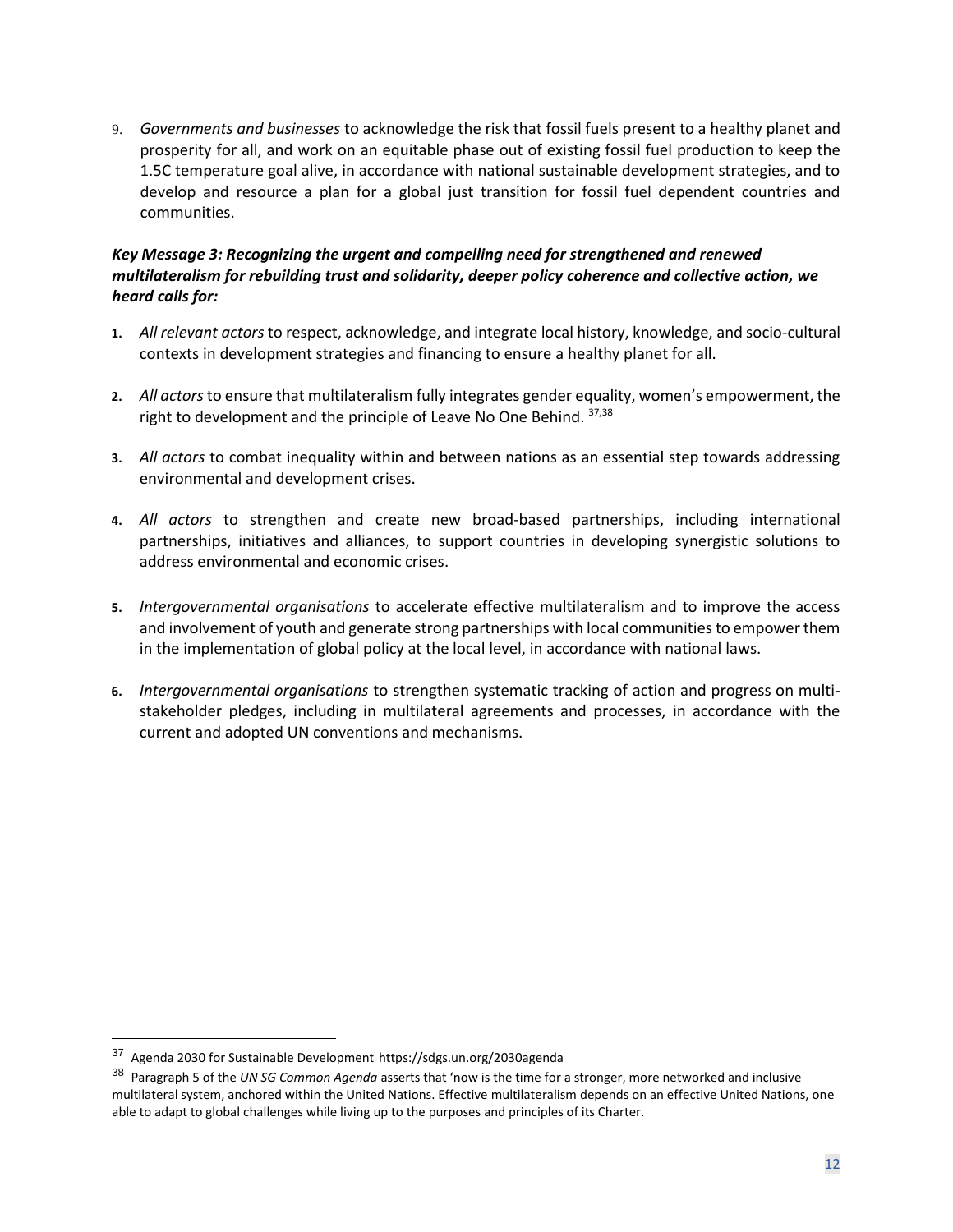9. *Governments and businesses* to acknowledge the risk that fossil fuels present to a healthy planet and prosperity for all, and work on an equitable phase out of existing fossil fuel production to keep the 1.5C temperature goal alive, in accordance with national sustainable development strategies, and to develop and resource a plan for a global just transition for fossil fuel dependent countries and communities.

***Key Message 3: Recognizing the urgent and compelling need for strengthened and renewed multilateralism for rebuilding trust and solidarity, deeper policy coherence and collective action, we heard calls for:***

1. *All relevant actors* to respect, acknowledge, and integrate local history, knowledge, and socio-cultural contexts in development strategies and financing to ensure a healthy planet for all.

2. *All actors* to ensure that multilateralism fully integrates gender equality, women's empowerment, the right to development and the principle of Leave No One Behind. [37,38]

3. *All actors* to combat inequality within and between nations as an essential step towards addressing environmental and development crises.

4. *All actors* to strengthen and create new broad-based partnerships, including international partnerships, initiatives and alliances, to support countries in developing synergistic solutions to address environmental and economic crises.

5. *Intergovernmental organisations* to accelerate effective multilateralism and to improve the access and involvement of youth and generate strong partnerships with local communities to empower them in the implementation of global policy at the local level, in accordance with national laws.

6. *Intergovernmental organisations* to strengthen systematic tracking of action and progress on multi-stakeholder pledges, including in multilateral agreements and processes, in accordance with the current and adopted UN conventions and mechanisms.

---

[37] Agenda 2030 for Sustainable Development https://sdgs.un.org/2030agenda

[38] Paragraph 5 of the *UN SG Common Agenda* asserts that 'now is the time for a stronger, more networked and inclusive multilateral system, anchored within the United Nations. Effective multilateralism depends on an effective United Nations, one able to adapt to global challenges while living up to the purposes and principles of its Charter.